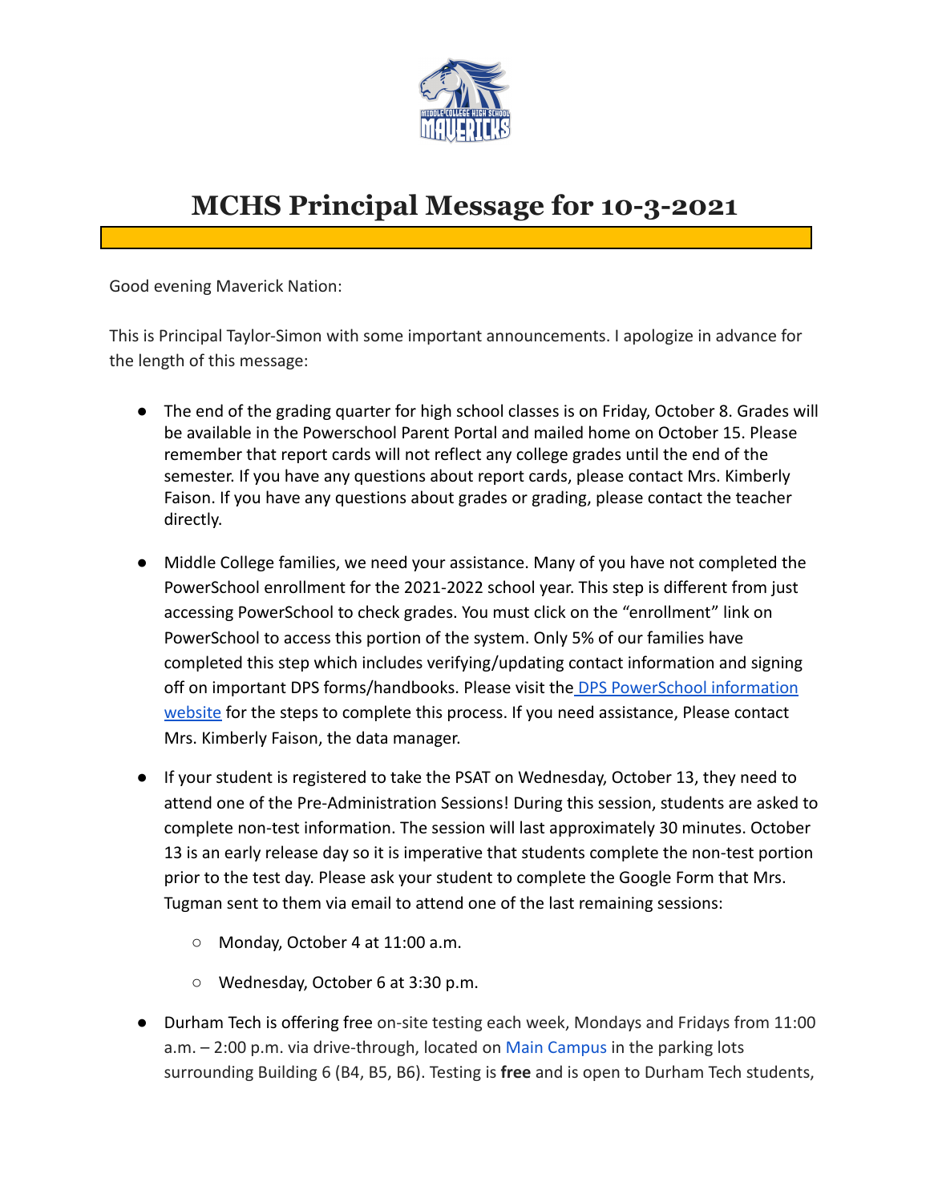# MCHS Principal Message for 10-3-2021

Good evening Maverick Nation:

This is Principal Taylor-Simon with some important announcements. I apologize in advance for the length of this message:

- The end of the grading quarter for high school classes is on Friday, October 8. Grades will be available in the Powerschool Parent Portal and mailed home on October 15. Please remember that report cards will not reflect any college grades until the end of the semester. If you have any questions about report cards, please contact Mrs. Kimberly Faison. If you have any questions about grades or grading, please contact the teacher directly.

- Middle College families, we need your assistance. Many of you have not completed the PowerSchool enrollment for the 2021-2022 school year. This step is different from just accessing PowerSchool to check grades. You must click on the "enrollment" link on PowerSchool to access this portion of the system. Only 5% of our families have completed this step which includes verifying/updating contact information and signing off on important DPS forms/handbooks. Please visit the DPS PowerSchool information website for the steps to complete this process. If you need assistance, Please contact Mrs. Kimberly Faison, the data manager.

- If your student is registered to take the PSAT on Wednesday, October 13, they need to attend one of the Pre-Administration Sessions! During this session, students are asked to complete non-test information. The session will last approximately 30 minutes. October 13 is an early release day so it is imperative that students complete the non-test portion prior to the test day. Please ask your student to complete the Google Form that Mrs. Tugman sent to them via email to attend one of the last remaining sessions:
    - Monday, October 4 at 11:00 a.m.
    - Wednesday, October 6 at 3:30 p.m.

- Durham Tech is offering free on-site testing each week, Mondays and Fridays from 11:00 a.m. – 2:00 p.m. via drive-through, located on Main Campus in the parking lots surrounding Building 6 (B4, B5, B6). Testing is **free** and is open to Durham Tech students,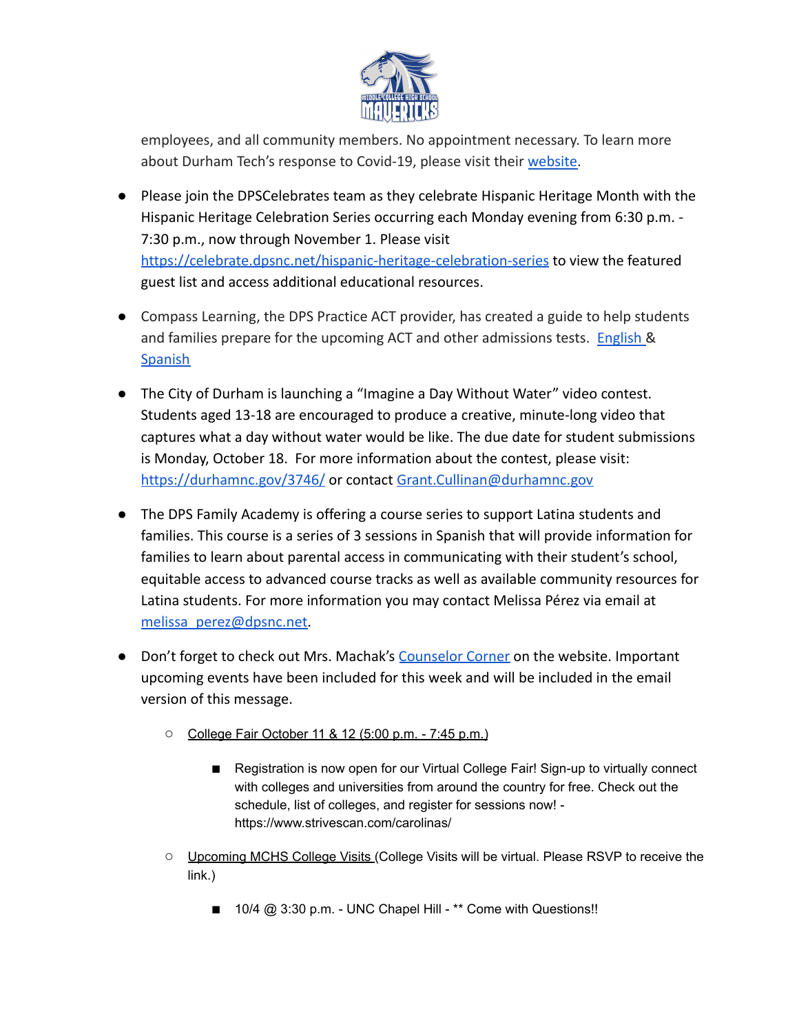employees, and all community members. No appointment necessary. To learn more about Durham Tech's response to Covid-19, please visit their [website](#).

- Please join the DPSCelebrates team as they celebrate Hispanic Heritage Month with the Hispanic Heritage Celebration Series occurring each Monday evening from 6:30 p.m. - 7:30 p.m., now through November 1. Please visit [https://celebrate.dpsnc.net/hispanic-heritage-celebration-series](https://celebrate.dpsnc.net/hispanic-heritage-celebration-series) to view the featured guest list and access additional educational resources.

- Compass Learning, the DPS Practice ACT provider, has created a guide to help students and families prepare for the upcoming ACT and other admissions tests. [English](#) & [Spanish](#)

- The City of Durham is launching a "Imagine a Day Without Water" video contest. Students aged 13-18 are encouraged to produce a creative, minute-long video that captures what a day without water would be like. The due date for student submissions is Monday, October 18. For more information about the contest, please visit: [https://durhamnc.gov/3746/](https://durhamnc.gov/3746/) or contact [Grant.Cullinan@durhamnc.gov](mailto:Grant.Cullinan@durhamnc.gov)

- The DPS Family Academy is offering a course series to support Latina students and families. This course is a series of 3 sessions in Spanish that will provide information for families to learn about parental access in communicating with their student's school, equitable access to advanced course tracks as well as available community resources for Latina students. For more information you may contact Melissa Pérez via email at [melissa_perez@dpsnc.net](mailto:melissa_perez@dpsnc.net).

- Don't forget to check out Mrs. Machak's [Counselor Corner](#) on the website. Important upcoming events have been included for this week and will be included in the email version of this message.
  - College Fair October 11 & 12 (5:00 p.m. - 7:45 p.m.)
    - Registration is now open for our Virtual College Fair! Sign-up to virtually connect with colleges and universities from around the country for free. Check out the schedule, list of colleges, and register for sessions now! - https://www.strivescan.com/carolinas/
  - Upcoming MCHS College Visits (College Visits will be virtual. Please RSVP to receive the link.)
    - 10/4 @ 3:30 p.m. - UNC Chapel Hill - ** Come with Questions!!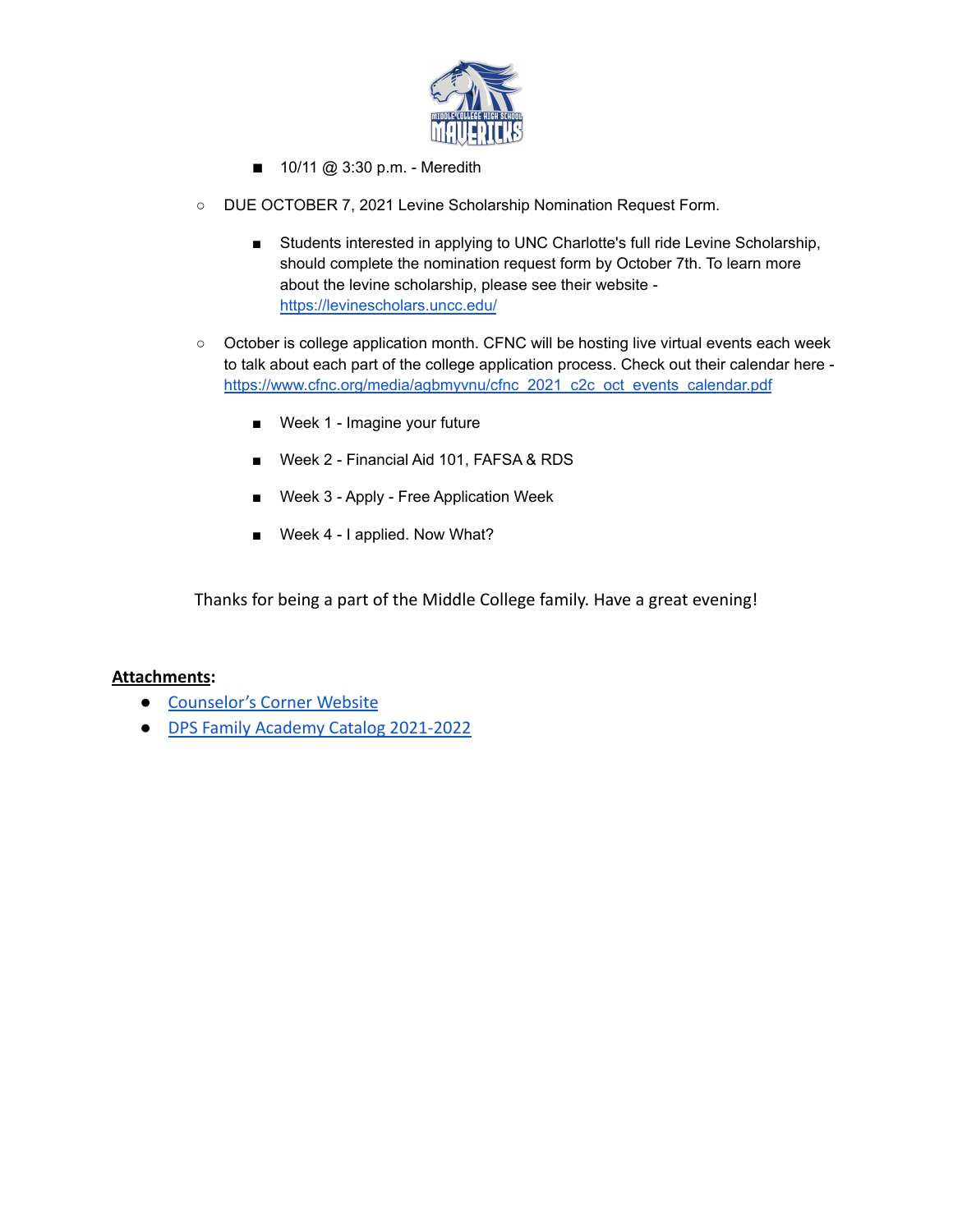- 10/11 @ 3:30 p.m. - Meredith

- DUE OCTOBER 7, 2021 Levine Scholarship Nomination Request Form.
    - Students interested in applying to UNC Charlotte's full ride Levine Scholarship, should complete the nomination request form by October 7th. To learn more about the levine scholarship, please see their website - https://levinescholars.uncc.edu/

- October is college application month. CFNC will be hosting live virtual events each week to talk about each part of the college application process. Check out their calendar here - https://www.cfnc.org/media/agbmyvnu/cfnc_2021_c2c_oct_events_calendar.pdf
    - Week 1 - Imagine your future
    - Week 2 - Financial Aid 101, FAFSA & RDS
    - Week 3 - Apply - Free Application Week
    - Week 4 - I applied. Now What?

Thanks for being a part of the Middle College family. Have a great evening!

**Attachments:**

- Counselor's Corner Website
- DPS Family Academy Catalog 2021-2022